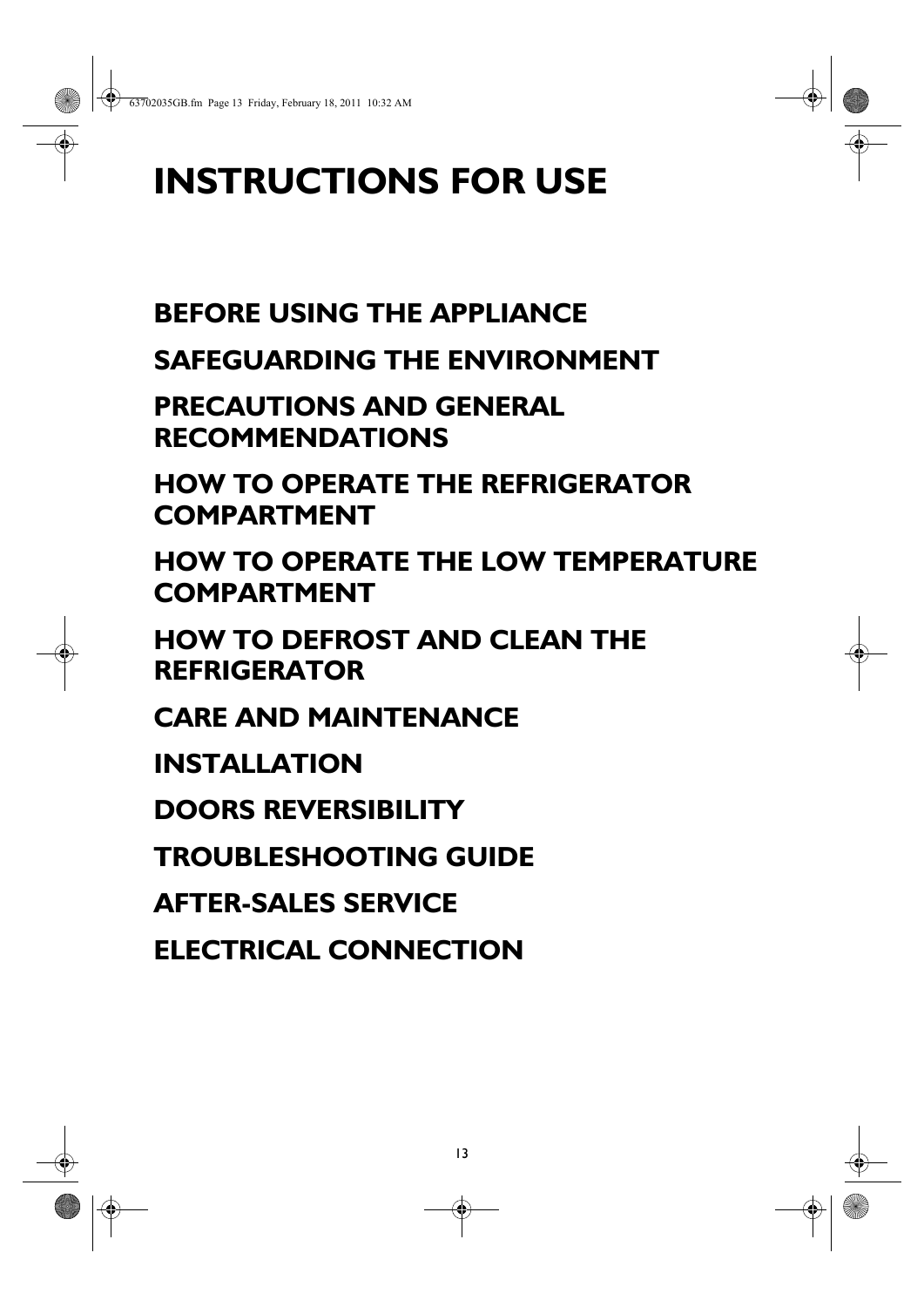# INSTRUCTIONS FOR USE

## BEFORE USING THE APPLIANCE

## SAFEGUARDING THE ENVIRONMENT

## PRECAUTIONS AND GENERAL RECOMMENDATIONS

## HOW TO OPERATE THE REFRIGERATOR COMPARTMENT

## HOW TO OPERATE THE LOW TEMPERATURE COMPARTMENT

## HOW TO DEFROST AND CLEAN THE REFRIGERATOR

## CARE AND MAINTENANCE

## INSTALLATION

## DOORS REVERSIBILITY

## TROUBLESHOOTING GUIDE

## AFTER-SALES SERVICE

## ELECTRICAL CONNECTION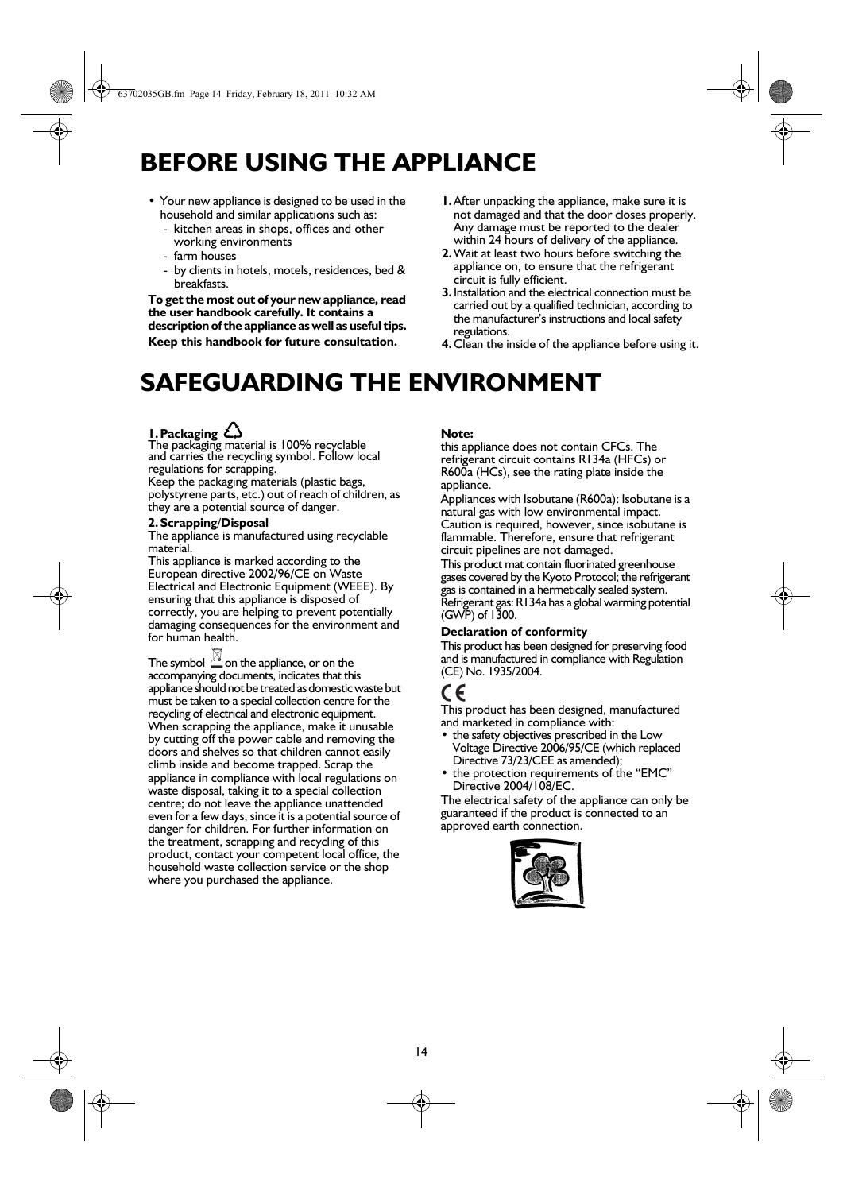# BEFORE USING THE APPLIANCE

- Your new appliance is designed to be used in the household and similar applications such as:
  - kitchen areas in shops, offices and other working environments
  - farm houses
  - by clients in hotels, motels, residences, bed & breakfasts.

**To get the most out of your new appliance, read the user handbook carefully. It contains a description of the appliance as well as useful tips.**

**Keep this handbook for future consultation.**

1. After unpacking the appliance, make sure it is not damaged and that the door closes properly. Any damage must be reported to the dealer within 24 hours of delivery of the appliance.
2. Wait at least two hours before switching the appliance on, to ensure that the refrigerant circuit is fully efficient.
3. Installation and the electrical connection must be carried out by a qualified technician, according to the manufacturer's instructions and local safety regulations.
4. Clean the inside of the appliance before using it.

# SAFEGUARDING THE ENVIRONMENT

**1. Packaging**

The packaging material is 100% recyclable and carries the recycling symbol. Follow local regulations for scrapping.

Keep the packaging materials (plastic bags, polystyrene parts, etc.) out of reach of children, as they are a potential source of danger.

**2. Scrapping/Disposal**

The appliance is manufactured using recyclable material.

This appliance is marked according to the European directive 2002/96/CE on Waste Electrical and Electronic Equipment (WEEE). By ensuring that this appliance is disposed of correctly, you are helping to prevent potentially damaging consequences for the environment and for human health.

The symbol on the appliance, or on the accompanying documents, indicates that this appliance should not be treated as domestic waste but must be taken to a special collection centre for the recycling of electrical and electronic equipment.

When scrapping the appliance, make it unusable by cutting off the power cable and removing the doors and shelves so that children cannot easily climb inside and become trapped. Scrap the appliance in compliance with local regulations on waste disposal, taking it to a special collection centre; do not leave the appliance unattended even for a few days, since it is a potential source of danger for children. For further information on the treatment, scrapping and recycling of this product, contact your competent local office, the household waste collection service or the shop where you purchased the appliance.

**Note:**

this appliance does not contain CFCs. The refrigerant circuit contains R134a (HFCs) or R600a (HCs), see the rating plate inside the appliance.

Appliances with Isobutane (R600a): Isobutane is a natural gas with low environmental impact. Caution is required, however, since isobutane is flammable. Therefore, ensure that refrigerant circuit pipelines are not damaged.

This product mat contain fluorinated greenhouse gases covered by the Kyoto Protocol; the refrigerant gas is contained in a hermetically sealed system. Refrigerant gas: R134a has a global warming potential (GWP) of 1300.

**Declaration of conformity**

This product has been designed for preserving food and is manufactured in compliance with Regulation (CE) No. 1935/2004.

CE

This product has been designed, manufactured and marketed in compliance with:

- the safety objectives prescribed in the Low Voltage Directive 2006/95/CE (which replaced Directive 73/23/CEE as amended);
- the protection requirements of the "EMC" Directive 2004/108/EC.

The electrical safety of the appliance can only be guaranteed if the product is connected to an approved earth connection.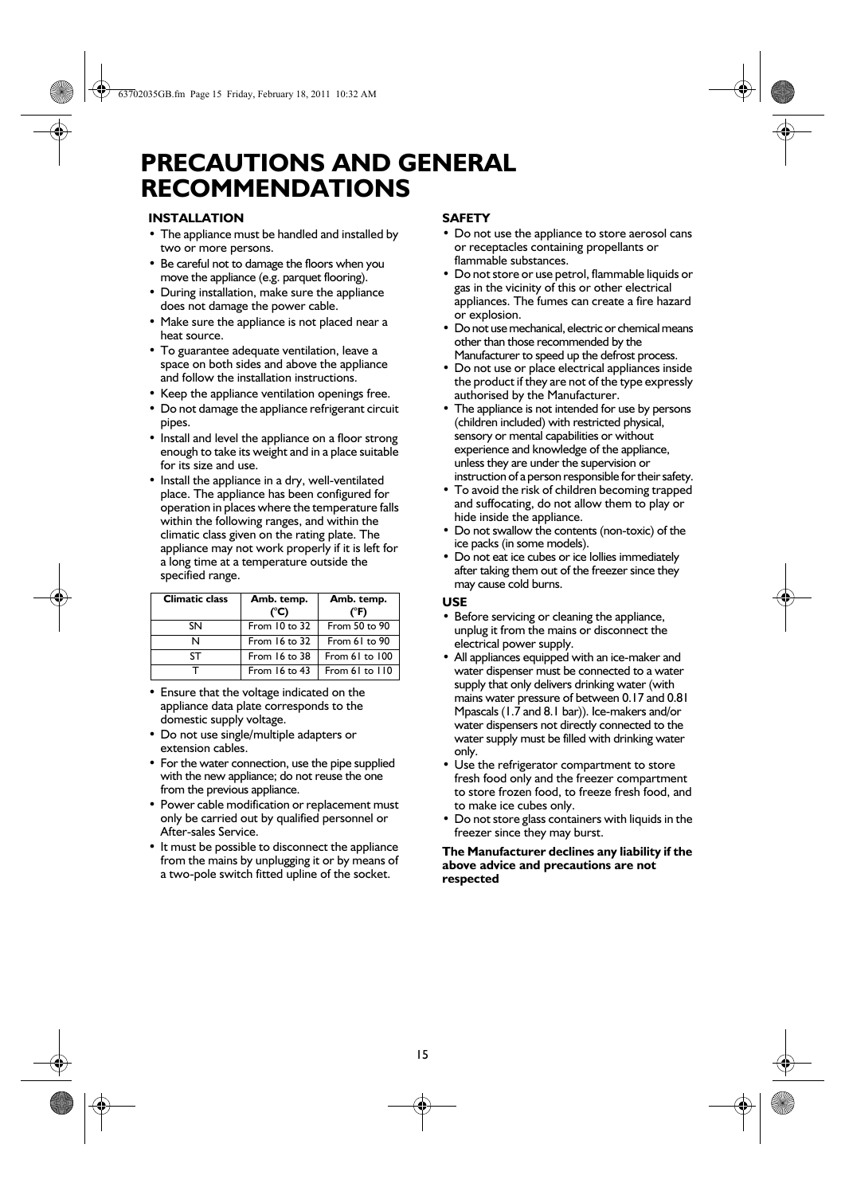# PRECAUTIONS AND GENERAL RECOMMENDATIONS

## INSTALLATION

- The appliance must be handled and installed by two or more persons.
- Be careful not to damage the floors when you move the appliance (e.g. parquet flooring).
- During installation, make sure the appliance does not damage the power cable.
- Make sure the appliance is not placed near a heat source.
- To guarantee adequate ventilation, leave a space on both sides and above the appliance and follow the installation instructions.
- Keep the appliance ventilation openings free.
- Do not damage the appliance refrigerant circuit pipes.
- Install and level the appliance on a floor strong enough to take its weight and in a place suitable for its size and use.
- Install the appliance in a dry, well-ventilated place. The appliance has been configured for operation in places where the temperature falls within the following ranges, and within the climatic class given on the rating plate. The appliance may not work properly if it is left for a long time at a temperature outside the specified range.

| Climatic class | Amb. temp. (°C) | Amb. temp. (°F) |
|---|---|---|
| SN | From 10 to 32 | From 50 to 90 |
| N | From 16 to 32 | From 61 to 90 |
| ST | From 16 to 38 | From 61 to 100 |
| T | From 16 to 43 | From 61 to 110 |

- Ensure that the voltage indicated on the appliance data plate corresponds to the domestic supply voltage.
- Do not use single/multiple adapters or extension cables.
- For the water connection, use the pipe supplied with the new appliance; do not reuse the one from the previous appliance.
- Power cable modification or replacement must only be carried out by qualified personnel or After-sales Service.
- It must be possible to disconnect the appliance from the mains by unplugging it or by means of a two-pole switch fitted upline of the socket.

## SAFETY

- Do not use the appliance to store aerosol cans or receptacles containing propellants or flammable substances.
- Do not store or use petrol, flammable liquids or gas in the vicinity of this or other electrical appliances. The fumes can create a fire hazard or explosion.
- Do not use mechanical, electric or chemical means other than those recommended by the Manufacturer to speed up the defrost process.
- Do not use or place electrical appliances inside the product if they are not of the type expressly authorised by the Manufacturer.
- The appliance is not intended for use by persons (children included) with restricted physical, sensory or mental capabilities or without experience and knowledge of the appliance, unless they are under the supervision or instruction of a person responsible for their safety.
- To avoid the risk of children becoming trapped and suffocating, do not allow them to play or hide inside the appliance.
- Do not swallow the contents (non-toxic) of the ice packs (in some models).
- Do not eat ice cubes or ice lollies immediately after taking them out of the freezer since they may cause cold burns.

## USE

- Before servicing or cleaning the appliance, unplug it from the mains or disconnect the electrical power supply.
- All appliances equipped with an ice-maker and water dispenser must be connected to a water supply that only delivers drinking water (with mains water pressure of between 0.17 and 0.81 Mpascals (1.7 and 8.1 bar)). Ice-makers and/or water dispensers not directly connected to the water supply must be filled with drinking water only.
- Use the refrigerator compartment to store fresh food only and the freezer compartment to store frozen food, to freeze fresh food, and to make ice cubes only.
- Do not store glass containers with liquids in the freezer since they may burst.

**The Manufacturer declines any liability if the above advice and precautions are not respected**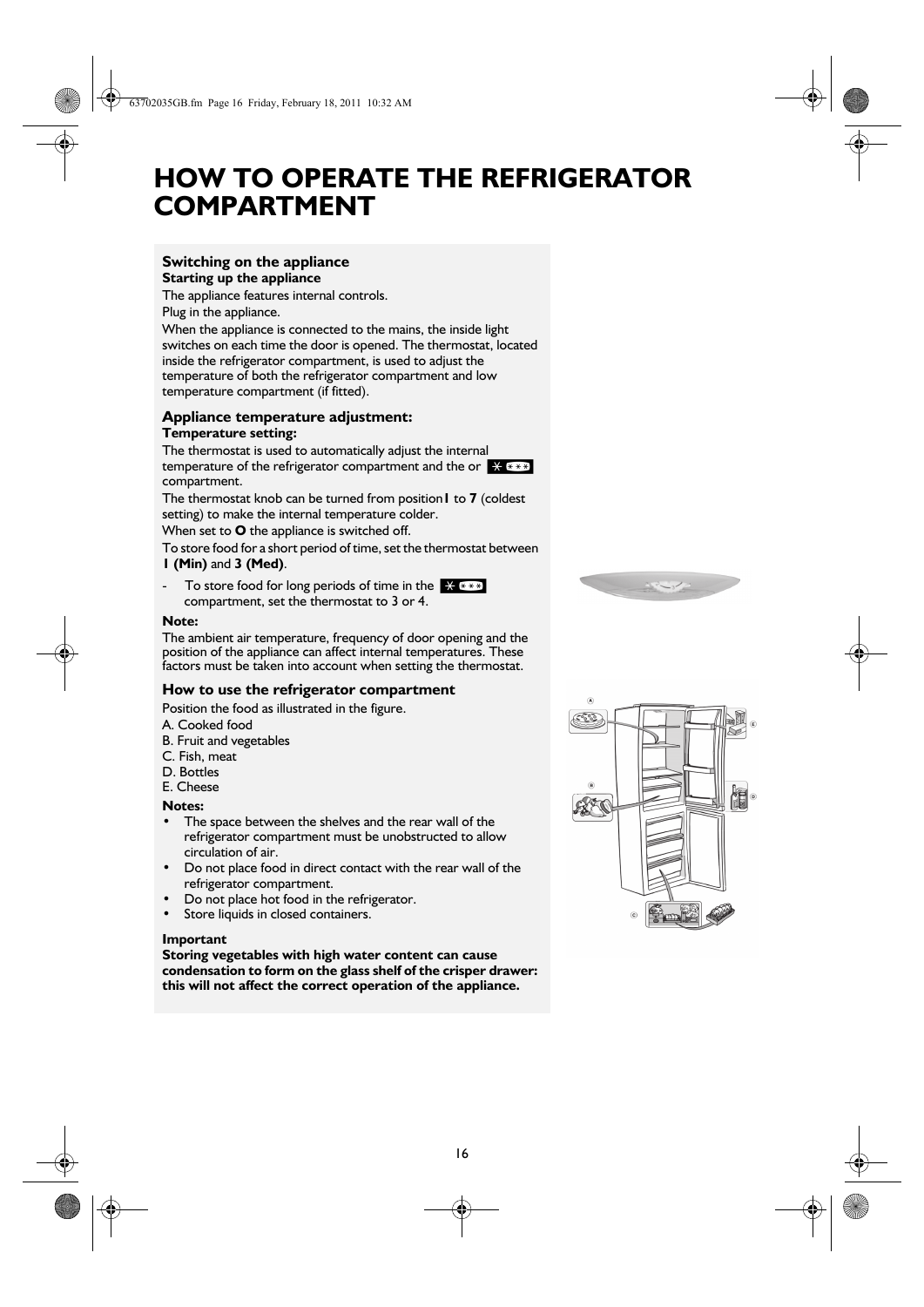# HOW TO OPERATE THE REFRIGERATOR COMPARTMENT

### Switching on the appliance

**Starting up the appliance**

The appliance features internal controls.

Plug in the appliance.

When the appliance is connected to the mains, the inside light switches on each time the door is opened. The thermostat, located inside the refrigerator compartment, is used to adjust the temperature of both the refrigerator compartment and low temperature compartment (if fitted).

### Appliance temperature adjustment:

**Temperature setting:**

The thermostat is used to automatically adjust the internal temperature of the refrigerator compartment and the or ✳ *** compartment.

The thermostat knob can be turned from position **1** to **7** (coldest setting) to make the internal temperature colder.

When set to **O** the appliance is switched off.

To store food for a short period of time, set the thermostat between **1 (Min)** and **3 (Med)**.

- To store food for long periods of time in the ✳ *** compartment, set the thermostat to 3 or 4.

**Note:**

The ambient air temperature, frequency of door opening and the position of the appliance can affect internal temperatures. These factors must be taken into account when setting the thermostat.

### How to use the refrigerator compartment

Position the food as illustrated in the figure.

A. Cooked food
B. Fruit and vegetables
C. Fish, meat
D. Bottles
E. Cheese

**Notes:**

- The space between the shelves and the rear wall of the refrigerator compartment must be unobstructed to allow circulation of air.
- Do not place food in direct contact with the rear wall of the refrigerator compartment.
- Do not place hot food in the refrigerator.
- Store liquids in closed containers.

**Important**

**Storing vegetables with high water content can cause condensation to form on the glass shelf of the crisper drawer: this will not affect the correct operation of the appliance.**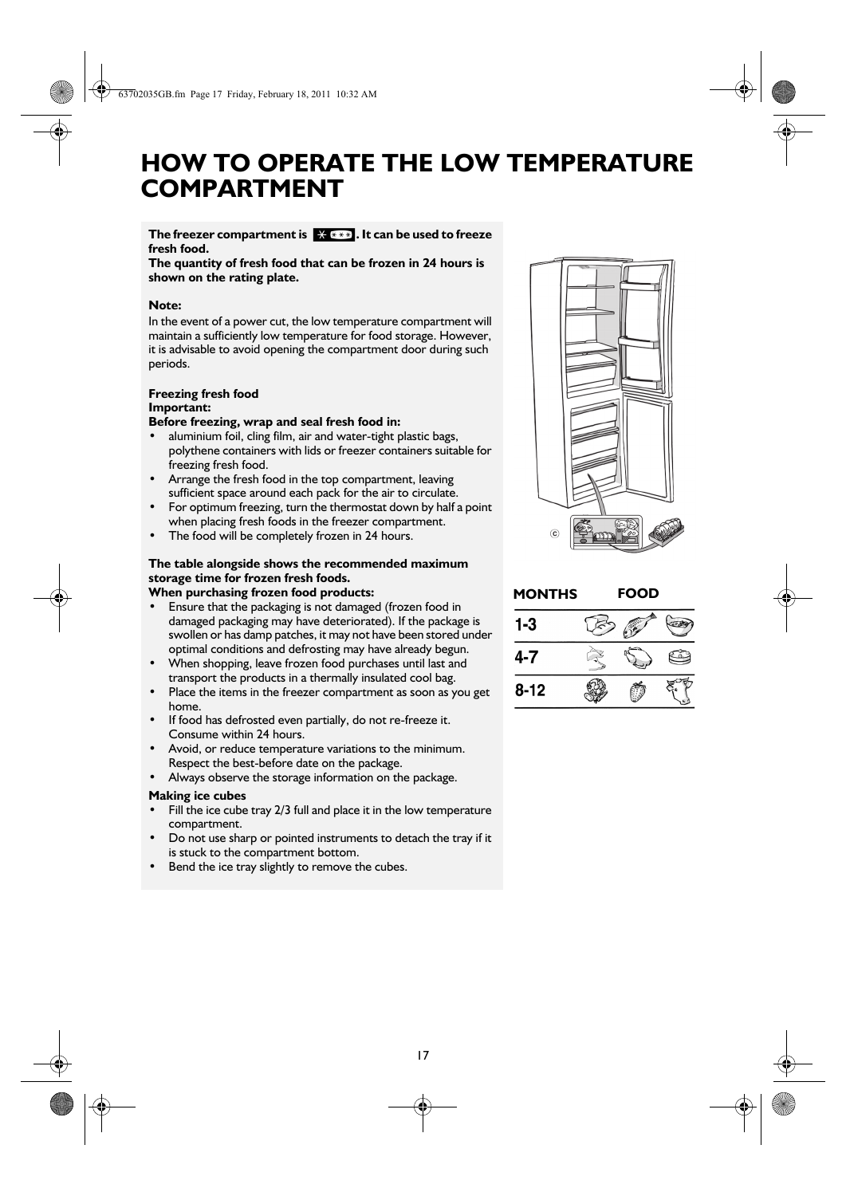# HOW TO OPERATE THE LOW TEMPERATURE COMPARTMENT

**The freezer compartment is ✱✱✱✱. It can be used to freeze fresh food.**
**The quantity of fresh food that can be frozen in 24 hours is shown on the rating plate.**

**Note:**
In the event of a power cut, the low temperature compartment will maintain a sufficiently low temperature for food storage. However, it is advisable to avoid opening the compartment door during such periods.

**Freezing fresh food**
**Important:**
**Before freezing, wrap and seal fresh food in:**

- aluminium foil, cling film, air and water-tight plastic bags, polythene containers with lids or freezer containers suitable for freezing fresh food.
- Arrange the fresh food in the top compartment, leaving sufficient space around each pack for the air to circulate.
- For optimum freezing, turn the thermostat down by half a point when placing fresh foods in the freezer compartment.
- The food will be completely frozen in 24 hours.

**The table alongside shows the recommended maximum storage time for frozen fresh foods.**
**When purchasing frozen food products:**

- Ensure that the packaging is not damaged (frozen food in damaged packaging may have deteriorated). If the package is swollen or has damp patches, it may not have been stored under optimal conditions and defrosting may have already begun.
- When shopping, leave frozen food purchases until last and transport the products in a thermally insulated cool bag.
- Place the items in the freezer compartment as soon as you get home.
- If food has defrosted even partially, do not re-freeze it. Consume within 24 hours.
- Avoid, or reduce temperature variations to the minimum. Respect the best-before date on the package.
- Always observe the storage information on the package.

**Making ice cubes**

- Fill the ice cube tray 2/3 full and place it in the low temperature compartment.
- Do not use sharp or pointed instruments to detach the tray if it is stuck to the compartment bottom.
- Bend the ice tray slightly to remove the cubes.

C

| MONTHS | FOOD |
|---|---|
| 1-3 | |
| 4-7 | |
| 8-12 | |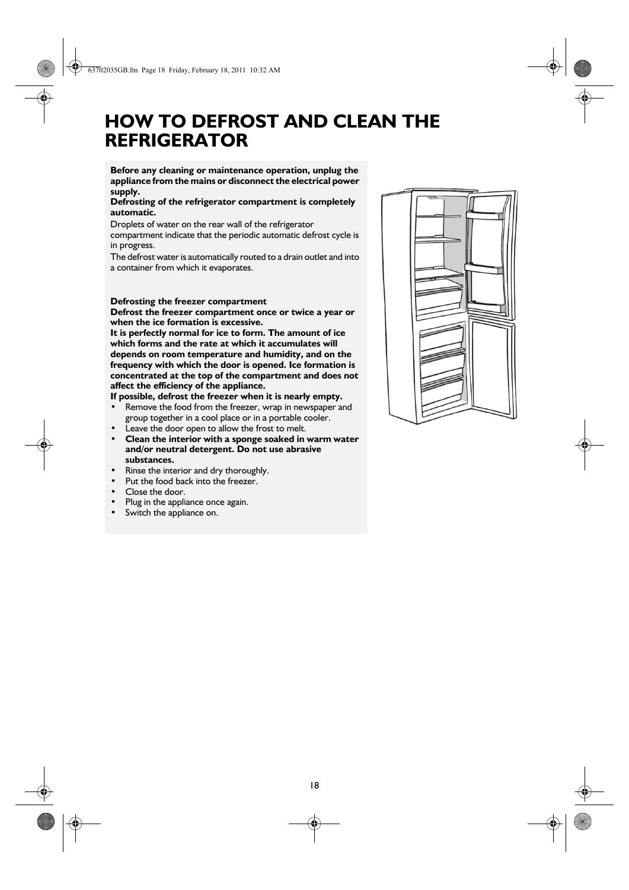# HOW TO DEFROST AND CLEAN THE REFRIGERATOR

**Before any cleaning or maintenance operation, unplug the appliance from the mains or disconnect the electrical power supply.**

**Defrosting of the refrigerator compartment is completely automatic.**

Droplets of water on the rear wall of the refrigerator compartment indicate that the periodic automatic defrost cycle is in progress.

The defrost water is automatically routed to a drain outlet and into a container from which it evaporates.

**Defrosting the freezer compartment**

**Defrost the freezer compartment once or twice a year or when the ice formation is excessive.**

**It is perfectly normal for ice to form. The amount of ice which forms and the rate at which it accumulates will depends on room temperature and humidity, and on the frequency with which the door is opened. Ice formation is concentrated at the top of the compartment and does not affect the efficiency of the appliance.**

**If possible, defrost the freezer when it is nearly empty.**

- Remove the food from the freezer, wrap in newspaper and group together in a cool place or in a portable cooler.
- Leave the door open to allow the frost to melt.
- **Clean the interior with a sponge soaked in warm water and/or neutral detergent. Do not use abrasive substances.**
- Rinse the interior and dry thoroughly.
- Put the food back into the freezer.
- Close the door.
- Plug in the appliance once again.
- Switch the appliance on.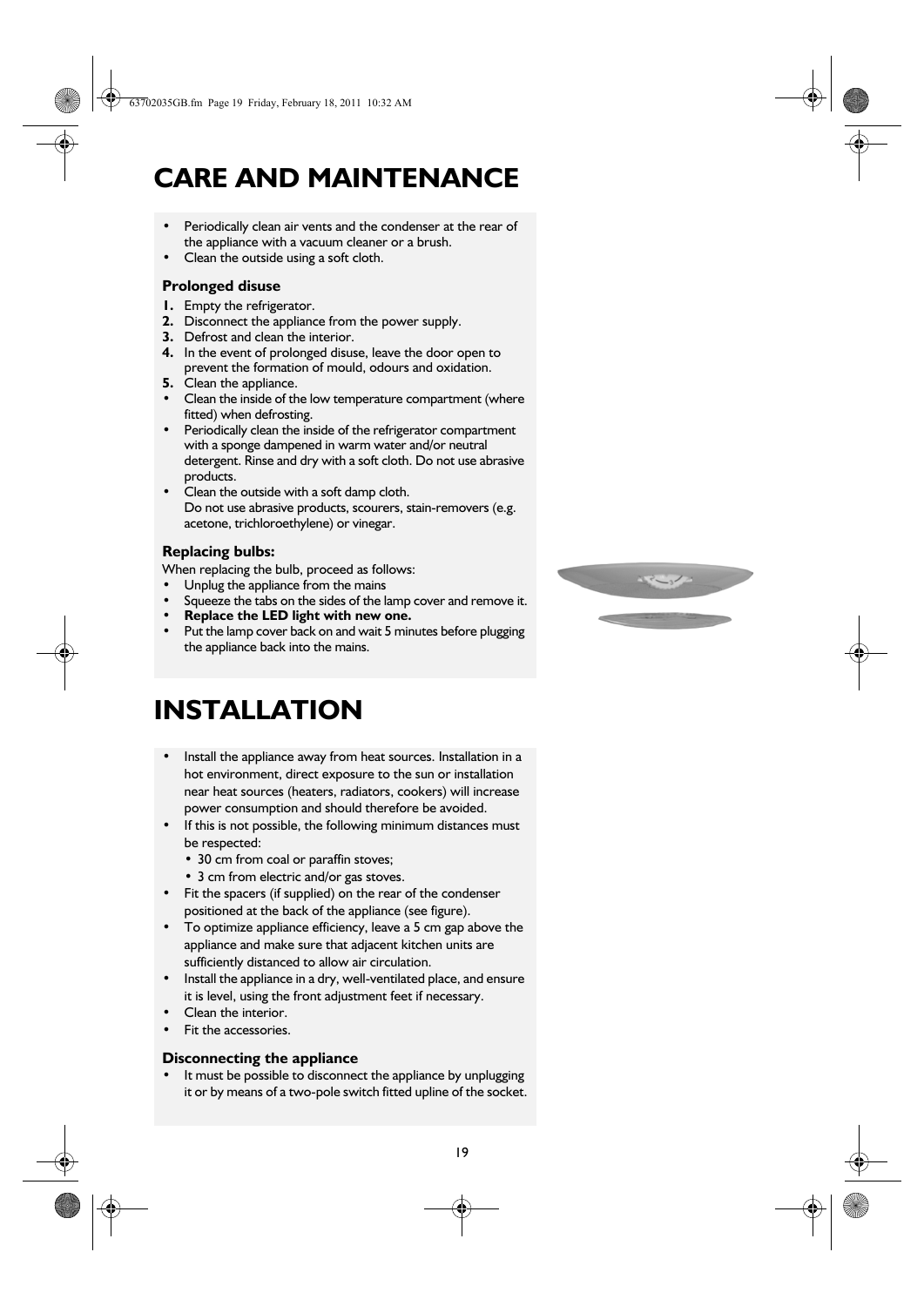# CARE AND MAINTENANCE

- Periodically clean air vents and the condenser at the rear of the appliance with a vacuum cleaner or a brush.
- Clean the outside using a soft cloth.

### Prolonged disuse

1. Empty the refrigerator.
2. Disconnect the appliance from the power supply.
3. Defrost and clean the interior.
4. In the event of prolonged disuse, leave the door open to prevent the formation of mould, odours and oxidation.
5. Clean the appliance.

- Clean the inside of the low temperature compartment (where fitted) when defrosting.
- Periodically clean the inside of the refrigerator compartment with a sponge dampened in warm water and/or neutral detergent. Rinse and dry with a soft cloth. Do not use abrasive products.
- Clean the outside with a soft damp cloth.
  Do not use abrasive products, scourers, stain-removers (e.g. acetone, trichloroethylene) or vinegar.

### Replacing bulbs:

When replacing the bulb, proceed as follows:

- Unplug the appliance from the mains
- Squeeze the tabs on the sides of the lamp cover and remove it.
- **Replace the LED light with new one.**
- Put the lamp cover back on and wait 5 minutes before plugging the appliance back into the mains.

# INSTALLATION

- Install the appliance away from heat sources. Installation in a hot environment, direct exposure to the sun or installation near heat sources (heaters, radiators, cookers) will increase power consumption and should therefore be avoided.
- If this is not possible, the following minimum distances must be respected:
  - 30 cm from coal or paraffin stoves;
  - 3 cm from electric and/or gas stoves.
- Fit the spacers (if supplied) on the rear of the condenser positioned at the back of the appliance (see figure).
- To optimize appliance efficiency, leave a 5 cm gap above the appliance and make sure that adjacent kitchen units are sufficiently distanced to allow air circulation.
- Install the appliance in a dry, well-ventilated place, and ensure it is level, using the front adjustment feet if necessary.
- Clean the interior.
- Fit the accessories.

### Disconnecting the appliance

- It must be possible to disconnect the appliance by unplugging it or by means of a two-pole switch fitted upline of the socket.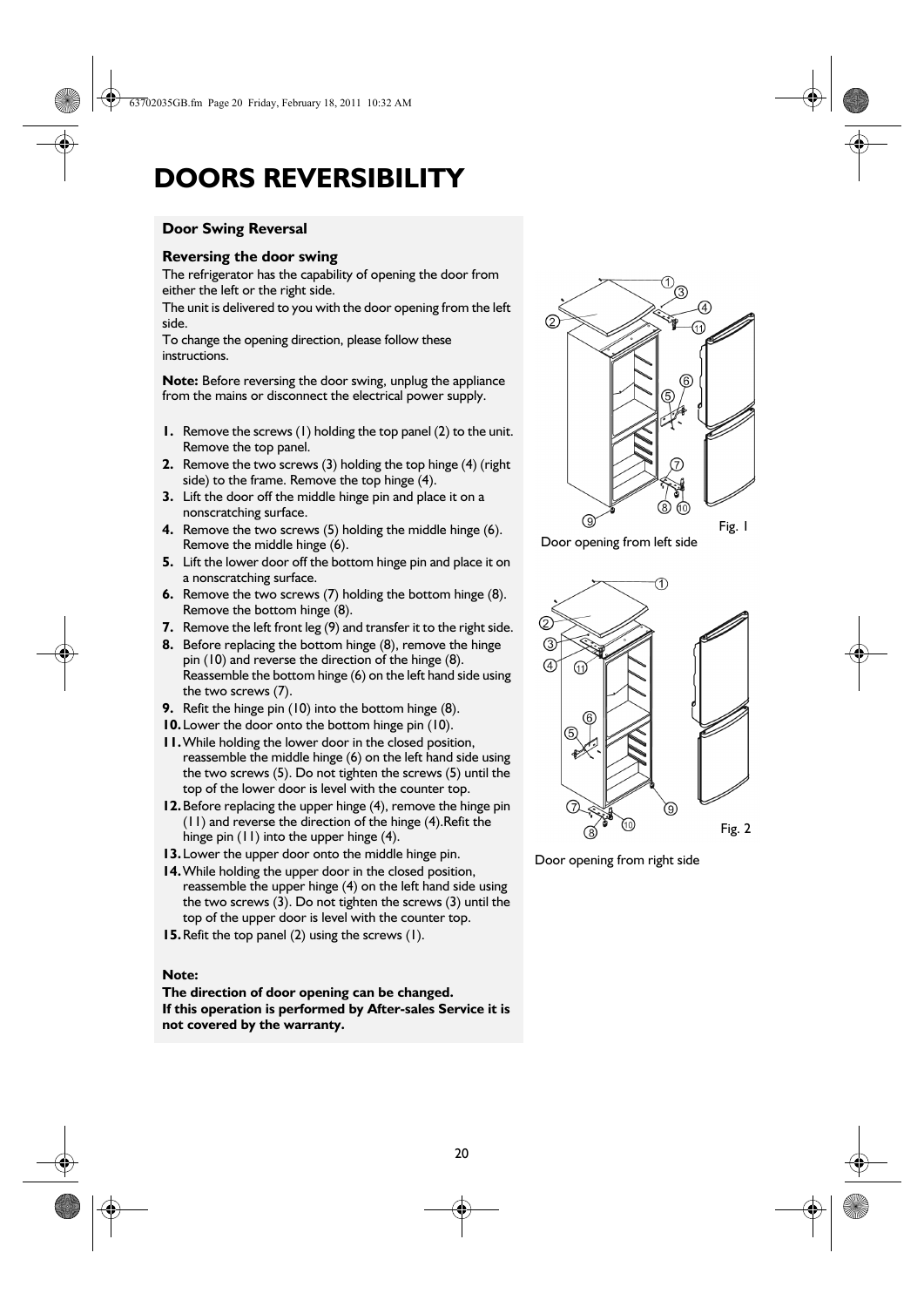# DOORS REVERSIBILITY

### Door Swing Reversal

### Reversing the door swing

The refrigerator has the capability of opening the door from either the left or the right side.

The unit is delivered to you with the door opening from the left side.

To change the opening direction, please follow these instructions.

**Note:** Before reversing the door swing, unplug the appliance from the mains or disconnect the electrical power supply.

1. Remove the screws (1) holding the top panel (2) to the unit. Remove the top panel.
2. Remove the two screws (3) holding the top hinge (4) (right side) to the frame. Remove the top hinge (4).
3. Lift the door off the middle hinge pin and place it on a nonscratching surface.
4. Remove the two screws (5) holding the middle hinge (6). Remove the middle hinge (6).
5. Lift the lower door off the bottom hinge pin and place it on a nonscratching surface.
6. Remove the two screws (7) holding the bottom hinge (8). Remove the bottom hinge (8).
7. Remove the left front leg (9) and transfer it to the right side.
8. Before replacing the bottom hinge (8), remove the hinge pin (10) and reverse the direction of the hinge (8). Reassemble the bottom hinge (6) on the left hand side using the two screws (7).
9. Refit the hinge pin (10) into the bottom hinge (8).
10. Lower the door onto the bottom hinge pin (10).
11. While holding the lower door in the closed position, reassemble the middle hinge (6) on the left hand side using the two screws (5). Do not tighten the screws (5) until the top of the lower door is level with the counter top.
12. Before replacing the upper hinge (4), remove the hinge pin (11) and reverse the direction of the hinge (4).Refit the hinge pin (11) into the upper hinge (4).
13. Lower the upper door onto the middle hinge pin.
14. While holding the upper door in the closed position, reassemble the upper hinge (4) on the left hand side using the two screws (3). Do not tighten the screws (3) until the top of the upper door is level with the counter top.
15. Refit the top panel (2) using the screws (1).

**Note:**
**The direction of door opening can be changed.**
**If this operation is performed by After-sales Service it is not covered by the warranty.**

Fig. 1

Door opening from left side

Fig. 2

Door opening from right side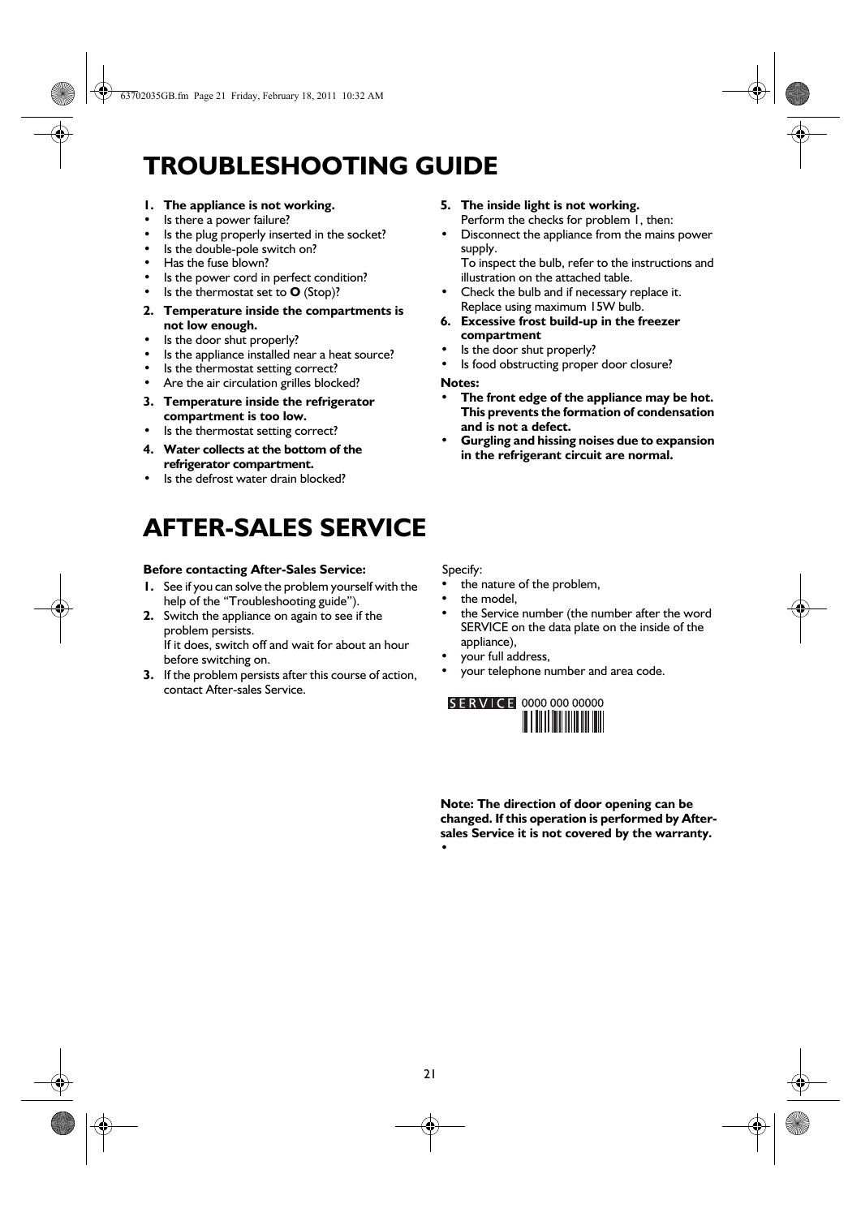# TROUBLESHOOTING GUIDE

**1. The appliance is not working.**
- Is there a power failure?
- Is the plug properly inserted in the socket?
- Is the double-pole switch on?
- Has the fuse blown?
- Is the power cord in perfect condition?
- Is the thermostat set to **O** (Stop)?

**2. Temperature inside the compartments is not low enough.**
- Is the door shut properly?
- Is the appliance installed near a heat source?
- Is the thermostat setting correct?
- Are the air circulation grilles blocked?

**3. Temperature inside the refrigerator compartment is too low.**
- Is the thermostat setting correct?

**4. Water collects at the bottom of the refrigerator compartment.**
- Is the defrost water drain blocked?

**5. The inside light is not working.**
Perform the checks for problem 1, then:
- Disconnect the appliance from the mains power supply.
  To inspect the bulb, refer to the instructions and illustration on the attached table.
- Check the bulb and if necessary replace it.
  Replace using maximum 15W bulb.

**6. Excessive frost build-up in the freezer compartment**
- Is the door shut properly?
- Is food obstructing proper door closure?

**Notes:**
- **The front edge of the appliance may be hot. This prevents the formation of condensation and is not a defect.**
- **Gurgling and hissing noises due to expansion in the refrigerant circuit are normal.**

# AFTER-SALES SERVICE

**Before contacting After-Sales Service:**

1. See if you can solve the problem yourself with the help of the "Troubleshooting guide").
2. Switch the appliance on again to see if the problem persists.
   If it does, switch off and wait for about an hour before switching on.
3. If the problem persists after this course of action, contact After-sales Service.

Specify:
- the nature of the problem,
- the model,
- the Service number (the number after the word SERVICE on the data plate on the inside of the appliance),
- your full address,
- your telephone number and area code.

SERVICE 0000 000 00000

**Note: The direction of door opening can be changed. If this operation is performed by After-sales Service it is not covered by the warranty.**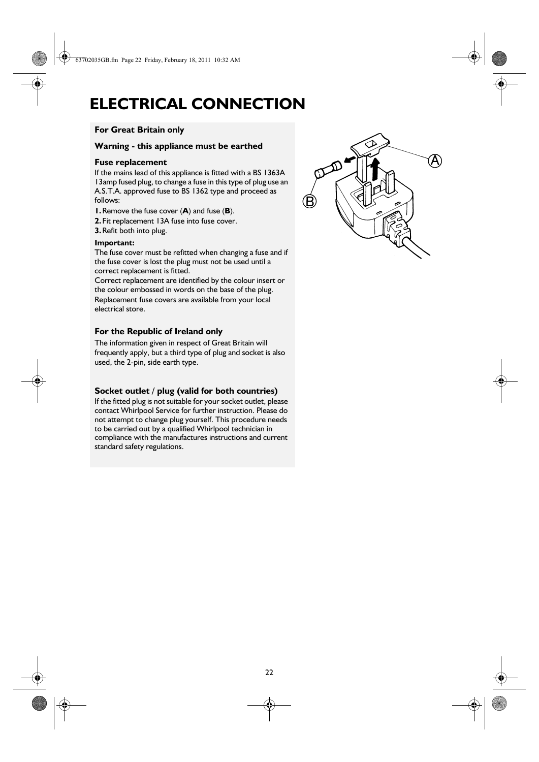# ELECTRICAL CONNECTION

**For Great Britain only**

**Warning - this appliance must be earthed**

### Fuse replacement

If the mains lead of this appliance is fitted with a BS 1363A 13amp fused plug, to change a fuse in this type of plug use an A.S.T.A. approved fuse to BS 1362 type and proceed as follows:

1. Remove the fuse cover (**A**) and fuse (**B**).
2. Fit replacement 13A fuse into fuse cover.
3. Refit both into plug.

**Important:**

The fuse cover must be refitted when changing a fuse and if the fuse cover is lost the plug must not be used until a correct replacement is fitted.
Correct replacement are identified by the colour insert or the colour embossed in words on the base of the plug.
Replacement fuse covers are available from your local electrical store.

### For the Republic of Ireland only

The information given in respect of Great Britain will frequently apply, but a third type of plug and socket is also used, the 2-pin, side earth type.

### Socket outlet / plug (valid for both countries)

If the fitted plug is not suitable for your socket outlet, please contact Whirlpool Service for further instruction. Please do not attempt to change plug yourself. This procedure needs to be carried out by a qualified Whirlpool technician in compliance with the manufactures instructions and current standard safety regulations.

A

B